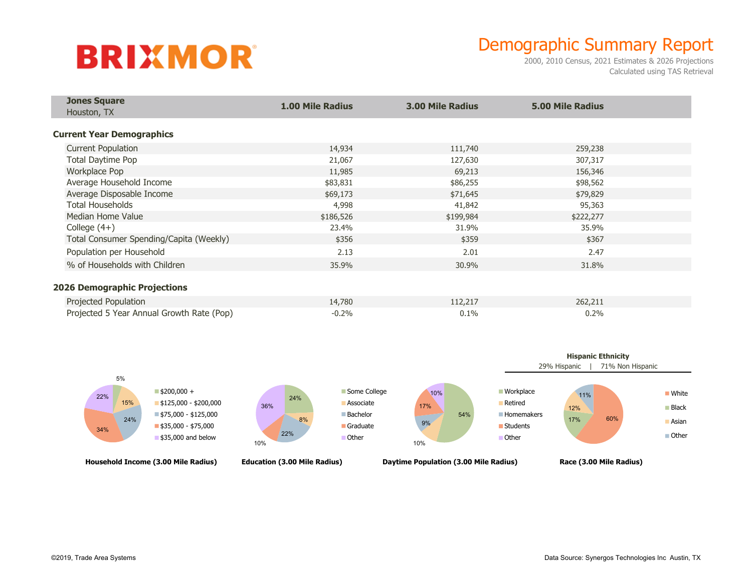BRIXMOR

# Demographic Summary Report

2000, 2010 Census, 2021 Estimates & 2026 Projections
Calculated using TAS Retrieval

| **Jones Square** Houston, TX | **1.00 Mile Radius** | **3.00 Mile Radius** | **5.00 Mile Radius** |
|---|---|---|---|
| **Current Year Demographics** | | | |
| Current Population | 14,934 | 111,740 | 259,238 |
| Total Daytime Pop | 21,067 | 127,630 | 307,317 |
| Workplace Pop | 11,985 | 69,213 | 156,346 |
| Average Household Income | $83,831 | $86,255 | $98,562 |
| Average Disposable Income | $69,173 | $71,645 | $79,829 |
| Total Households | 4,998 | 41,842 | 95,363 |
| Median Home Value | $186,526 | $199,984 | $222,277 |
| College (4+) | 23.4% | 31.9% | 35.9% |
| Total Consumer Spending/Capita (Weekly) | $356 | $359 | $367 |
| Population per Household | 2.13 | 2.01 | 2.47 |
| % of Households with Children | 35.9% | 30.9% | 31.8% |
| **2026 Demographic Projections** | | | |
| Projected Population | 14,780 | 112,217 | 262,211 |
| Projected 5 Year Annual Growth Rate (Pop) | -0.2% | 0.1% | 0.2% |

**Household Income (3.00 Mile Radius)**

| Category | % |
|---|---|
| $200,000 + | 5% |
| $125,000 - $200,000 | 15% |
| $75,000 - $125,000 | 24% |
| $35,000 - $75,000 | 34% |
| $35,000 and below | 22% |

**Education (3.00 Mile Radius)**

| Category | % |
|---|---|
| Some College | 24% |
| Associate | 8% |
| Bachelor | 22% |
| Graduate | 10% |
| Other | 36% |

**Daytime Population (3.00 Mile Radius)**

| Category | % |
|---|---|
| Workplace | 54% |
| Retired | 10% |
| Homemakers | 9% |
| Students | 17% |
| Other | 10% |

**Hispanic Ethnicity**
29% Hispanic | 71% Non Hispanic

**Race (3.00 Mile Radius)**

| Category | % |
|---|---|
| White | 60% |
| Black | 17% |
| Asian | 12% |
| Other | 11% |

©2019, Trade Area Systems

Data Source: Synergos Technologies Inc Austin, TX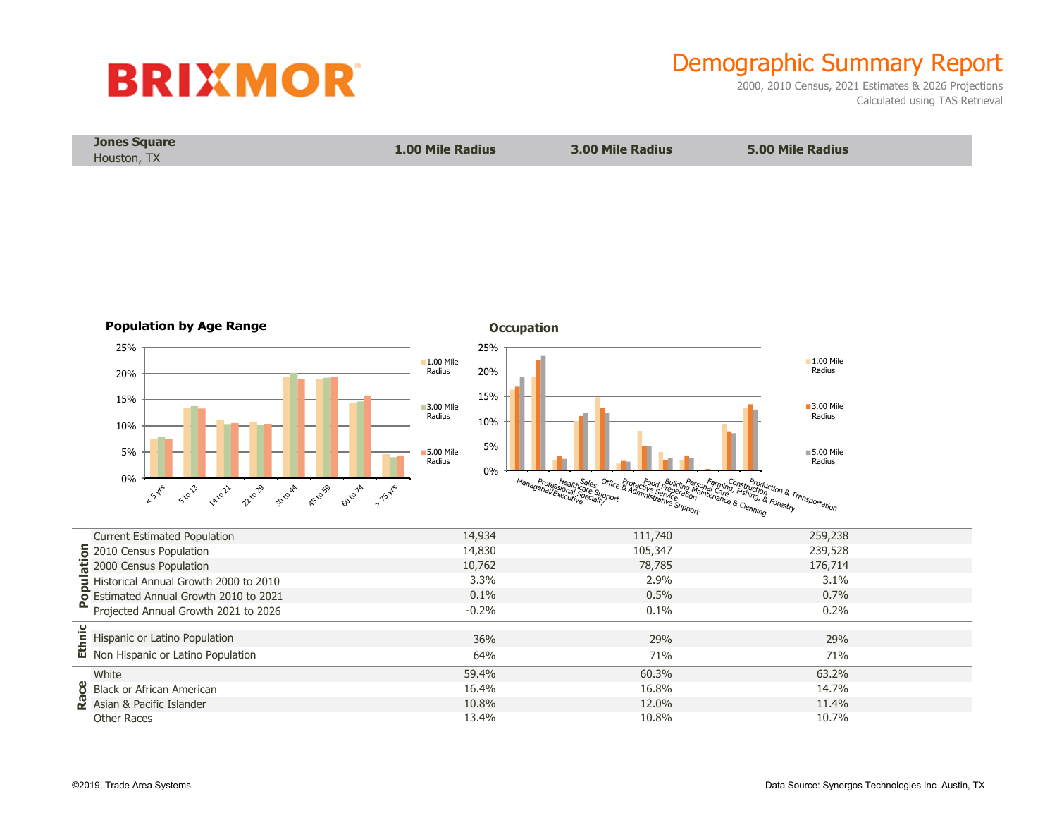# BRIXMOR

## Demographic Summary Report

2000, 2010 Census, 2021 Estimates & 2026 Projections
Calculated using TAS Retrieval

| Jones Square<br>Houston, TX | 1.00 Mile Radius | 3.00 Mile Radius | 5.00 Mile Radius |
|---|---|---|---|

### Population by Age Range

25%
20%
15%
10%
5%
0%

< 5 yrs
5 to 13
14 to 21
22 to 29
30 to 44
45 to 59
60 to 74
> 75 yrs

1.00 Mile Radius
3.00 Mile Radius
5.00 Mile Radius

### Occupation

25%
20%
15%
10%
5%
0%

Managerial/Executive
Professional Specialty
Healthcare Support
Sales
Office & Administrative Support
Protective Service
Food Preperation
Building Maintenance & Cleaning
Personal Care
Farming, Fishing, & Forestry
Construction
Production & Transportation

1.00 Mile Radius
3.00 Mile Radius
5.00 Mile Radius

| | | 1.00 Mile Radius | 3.00 Mile Radius | 5.00 Mile Radius |
|---|---|---|---|---|
| **Population** | Current Estimated Population | 14,934 | 111,740 | 259,238 |
| | 2010 Census Population | 14,830 | 105,347 | 239,528 |
| | 2000 Census Population | 10,762 | 78,785 | 176,714 |
| | Historical Annual Growth 2000 to 2010 | 3.3% | 2.9% | 3.1% |
| | Estimated Annual Growth 2010 to 2021 | 0.1% | 0.5% | 0.7% |
| | Projected Annual Growth 2021 to 2026 | -0.2% | 0.1% | 0.2% |
| **Ethnic** | Hispanic or Latino Population | 36% | 29% | 29% |
| | Non Hispanic or Latino Population | 64% | 71% | 71% |
| **Race** | White | 59.4% | 60.3% | 63.2% |
| | Black or African American | 16.4% | 16.8% | 14.7% |
| | Asian & Pacific Islander | 10.8% | 12.0% | 11.4% |
| | Other Races | 13.4% | 10.8% | 10.7% |

©2019, Trade Area Systems

Data Source: Synergos Technologies Inc Austin, TX